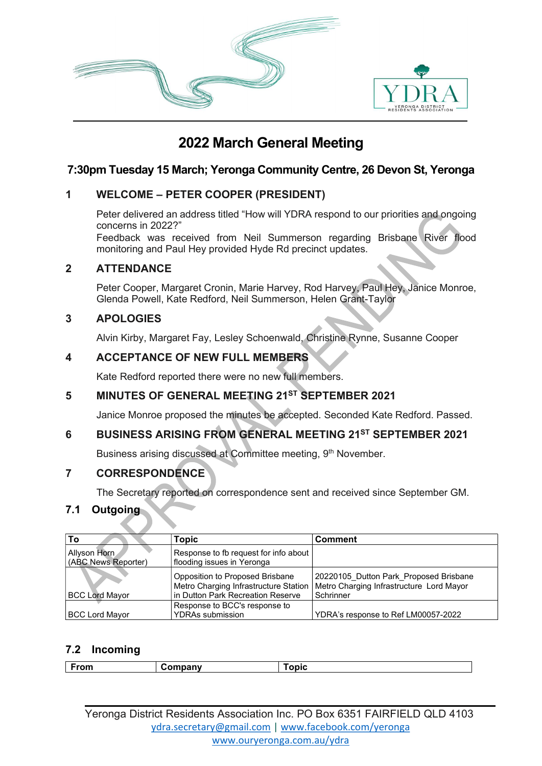# 2022 March General Meeting

## 7:30pm Tuesday 15 March; Yeronga Community Centre, 26 Devon St, Yeronga

### 1 WELCOME – PETER COOPER (PRESIDENT)

Peter delivered an address titled "How will YDRA respond to our priorities and ongoing concerns in 2022?"

Feedback was received from Neil Summerson regarding Brisbane River flood monitoring and Paul Hey provided Hyde Rd precinct updates.

### 2 ATTENDANCE

Peter Cooper, Margaret Cronin, Marie Harvey, Rod Harvey, Paul Hey, Janice Monroe, Glenda Powell, Kate Redford, Neil Summerson, Helen Grant-Taylor

### 3 APOLOGIES

Alvin Kirby, Margaret Fay, Lesley Schoenwald, Christine Rynne, Susanne Cooper

### 4 ACCEPTANCE OF NEW FULL MEMBERS

Kate Redford reported there were no new full members.

### 5 MINUTES OF GENERAL MEETING 21ST SEPTEMBER 2021

Janice Monroe proposed the minutes be accepted. Seconded Kate Redford. Passed.

### 6 BUSINESS ARISING FROM GENERAL MEETING 21ST SEPTEMBER 2021

Business arising discussed at Committee meeting, 9th November.

### 7 CORRESPONDENCE

The Secretary reported on correspondence sent and received since September GM.

### 7.1 Outgoing

| To | Topic | Comment |
| --- | --- | --- |
| Allyson Horn (ABC News Reporter) | Response to fb request for info about flooding issues in Yeronga | |
| BCC Lord Mayor | Opposition to Proposed Brisbane Metro Charging Infrastructure Station in Dutton Park Recreation Reserve | 20220105_Dutton Park_Proposed Brisbane Metro Charging Infrastructure Lord Mayor Schrinner |
| BCC Lord Mayor | Response to BCC's response to YDRAs submission | YDRA's response to Ref LM00057-2022 |

### 7.2 Incoming

| From | Company | Topic |
| --- | --- | --- |

Yeronga District Residents Association Inc. PO Box 6351 FAIRFIELD QLD 4103
ydra.secretary@gmail.com | www.facebook.com/yeronga
www.ouryeronga.com.au/ydra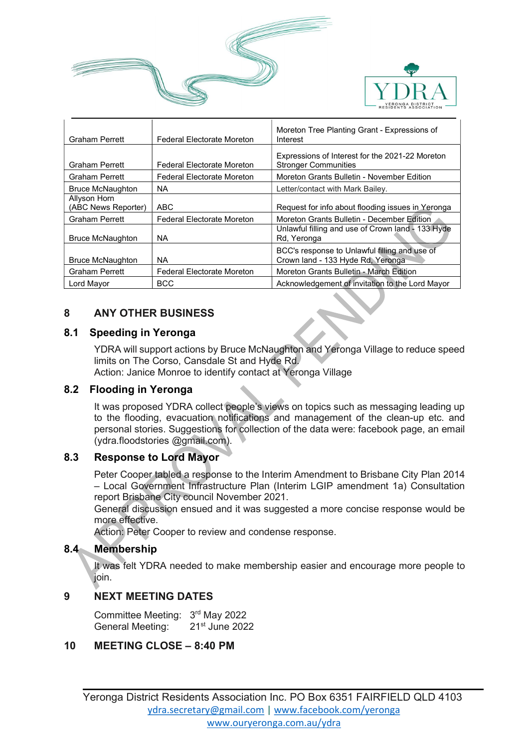| | | |
|---|---|---|
| Graham Perrett | Federal Electorate Moreton | Moreton Tree Planting Grant - Expressions of Interest |
| Graham Perrett | Federal Electorate Moreton | Expressions of Interest for the 2021-22 Moreton Stronger Communities |
| Graham Perrett | Federal Electorate Moreton | Moreton Grants Bulletin - November Edition |
| Bruce McNaughton | NA | Letter/contact with Mark Bailey. |
| Allyson Horn (ABC News Reporter) | ABC | Request for info about flooding issues in Yeronga |
| Graham Perrett | Federal Electorate Moreton | Moreton Grants Bulletin - December Edition |
| Bruce McNaughton | NA | Unlawful filling and use of Crown land - 133 Hyde Rd, Yeronga |
| Bruce McNaughton | NA | BCC's response to Unlawful filling and use of Crown land - 133 Hyde Rd, Yeronga |
| Graham Perrett | Federal Electorate Moreton | Moreton Grants Bulletin - March Edition |
| Lord Mayor | BCC | Acknowledgement of invitation to the Lord Mayor |

## 8 ANY OTHER BUSINESS

### 8.1 Speeding in Yeronga

YDRA will support actions by Bruce McNaughton and Yeronga Village to reduce speed limits on The Corso, Cansdale St and Hyde Rd.
Action: Janice Monroe to identify contact at Yeronga Village

### 8.2 Flooding in Yeronga

It was proposed YDRA collect people's views on topics such as messaging leading up to the flooding, evacuation notifications and management of the clean-up etc. and personal stories. Suggestions for collection of the data were: facebook page, an email (ydra.floodstories @gmail.com).

### 8.3 Response to Lord Mayor

Peter Cooper tabled a response to the Interim Amendment to Brisbane City Plan 2014 – Local Government Infrastructure Plan (Interim LGIP amendment 1a) Consultation report Brisbane City council November 2021.
General discussion ensued and it was suggested a more concise response would be more effective.
Action: Peter Cooper to review and condense response.

### 8.4 Membership

It was felt YDRA needed to make membership easier and encourage more people to join.

## 9 NEXT MEETING DATES

Committee Meeting: 3rd May 2022
General Meeting: 21st June 2022

## 10 MEETING CLOSE – 8:40 PM